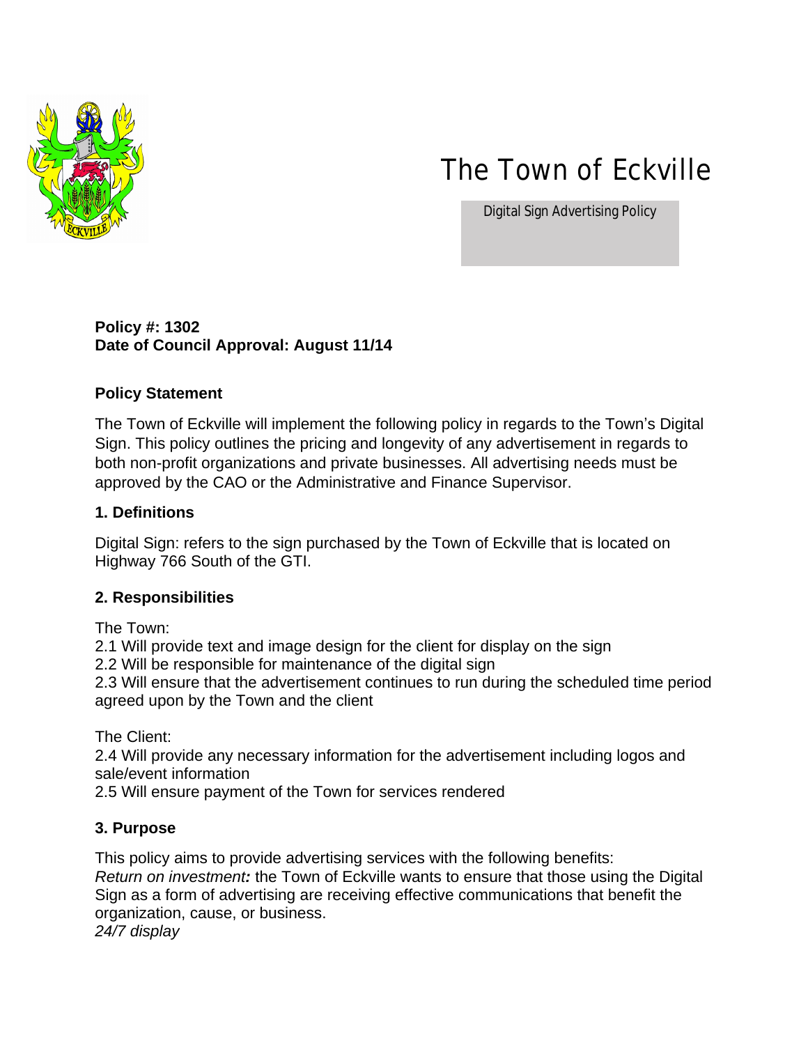# The Town of Eckville

Digital Sign Advertising Policy

**Policy #: 1302**
**Date of Council Approval: August 11/14**

## Policy Statement

The Town of Eckville will implement the following policy in regards to the Town's Digital Sign. This policy outlines the pricing and longevity of any advertisement in regards to both non-profit organizations and private businesses. All advertising needs must be approved by the CAO or the Administrative and Finance Supervisor.

## 1. Definitions

Digital Sign: refers to the sign purchased by the Town of Eckville that is located on Highway 766 South of the GTI.

## 2. Responsibilities

The Town:
2.1 Will provide text and image design for the client for display on the sign
2.2 Will be responsible for maintenance of the digital sign
2.3 Will ensure that the advertisement continues to run during the scheduled time period agreed upon by the Town and the client

The Client:
2.4 Will provide any necessary information for the advertisement including logos and sale/event information
2.5 Will ensure payment of the Town for services rendered

## 3. Purpose

This policy aims to provide advertising services with the following benefits:
*Return on investment:* the Town of Eckville wants to ensure that those using the Digital Sign as a form of advertising are receiving effective communications that benefit the organization, cause, or business.
*24/7 display*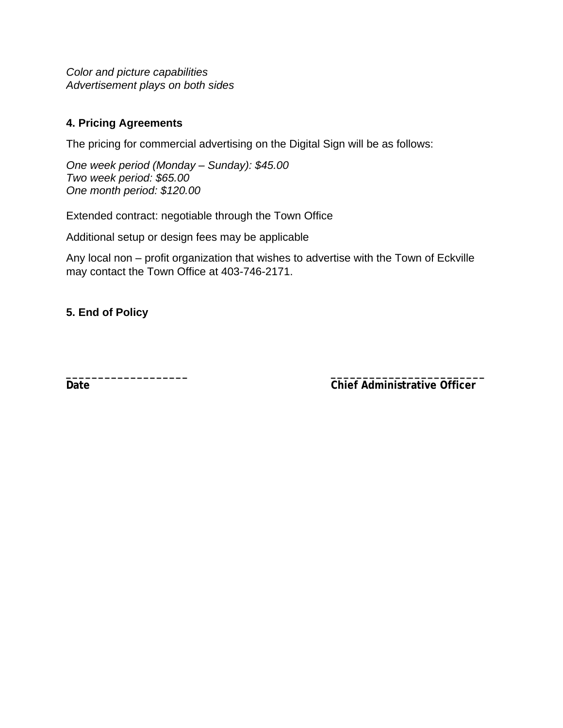*Color and picture capabilities*
*Advertisement plays on both sides*

**4. Pricing Agreements**

The pricing for commercial advertising on the Digital Sign will be as follows:

*One week period (Monday – Sunday): $45.00*
*Two week period: $65.00*
*One month period: $120.00*

Extended contract: negotiable through the Town Office

Additional setup or design fees may be applicable

Any local non – profit organization that wishes to advertise with the Town of Eckville may contact the Town Office at 403-746-2171.

**5. End of Policy**

___________________ ________________________
**Date** **Chief Administrative Officer**